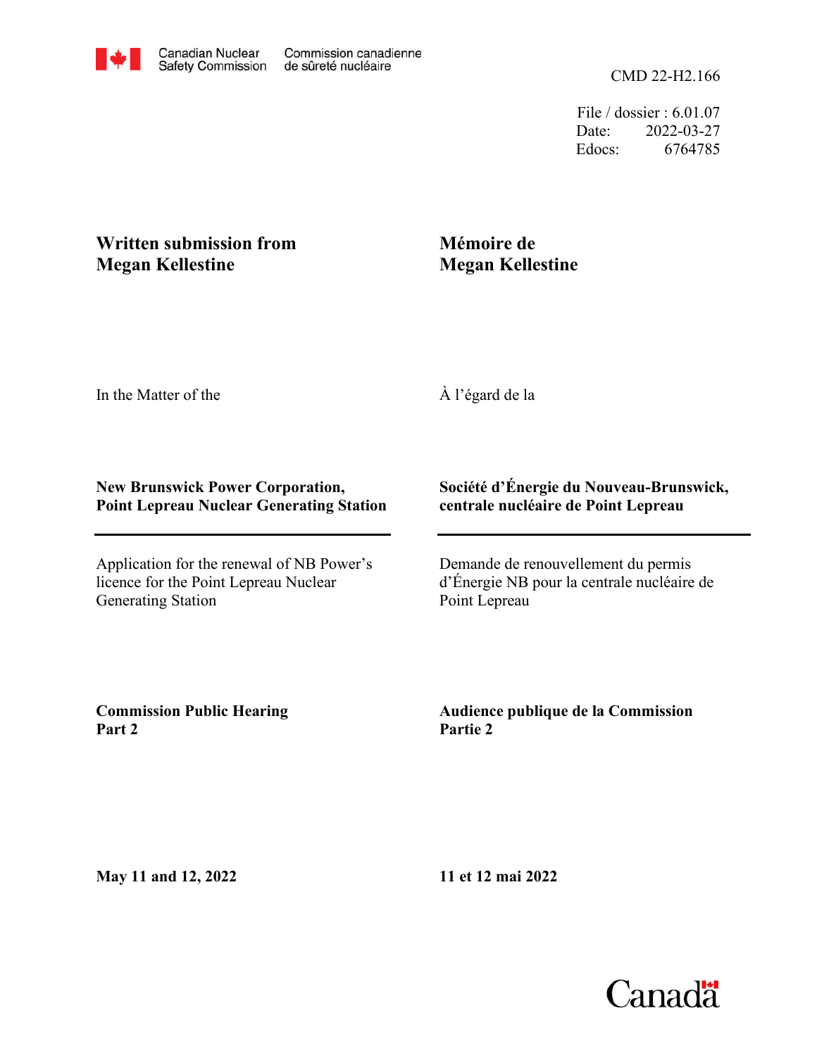Canadian Nuclear Safety Commission / Commission canadienne de sûreté nucléaire

CMD 22-H2.166

File / dossier : 6.01.07
Date: 2022-03-27
Edocs: 6764785

**Written submission from Megan Kellestine**

**Mémoire de Megan Kellestine**

In the Matter of the

À l'égard de la

**New Brunswick Power Corporation, Point Lepreau Nuclear Generating Station**

**Société d'Énergie du Nouveau-Brunswick, centrale nucléaire de Point Lepreau**

Application for the renewal of NB Power's licence for the Point Lepreau Nuclear Generating Station

Demande de renouvellement du permis d'Énergie NB pour la centrale nucléaire de Point Lepreau

**Commission Public Hearing Part 2**

**Audience publique de la Commission Partie 2**

**May 11 and 12, 2022**

**11 et 12 mai 2022**

Canada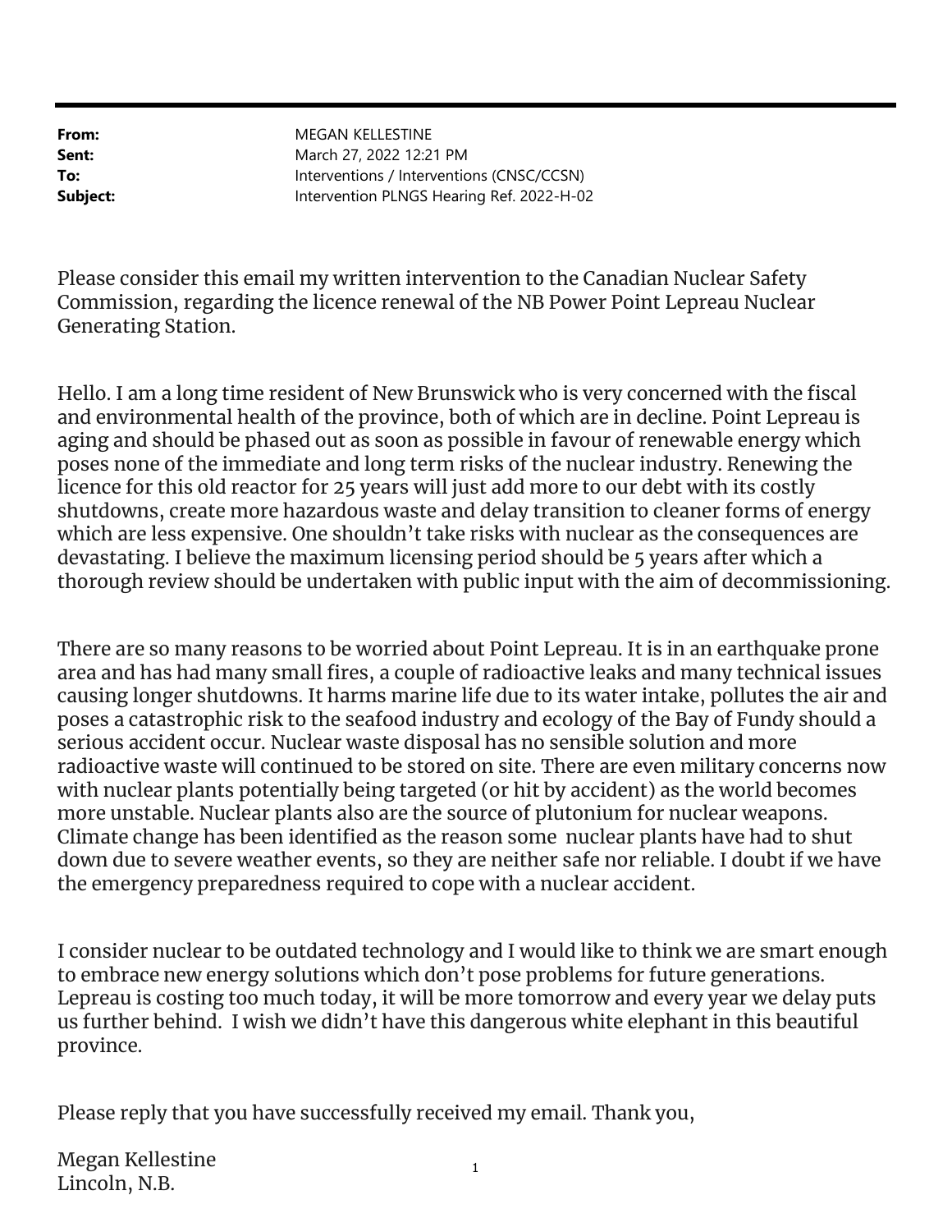**From:** MEGAN KELLESTINE
**Sent:** March 27, 2022 12:21 PM
**To:** Interventions / Interventions (CNSC/CCSN)
**Subject:** Intervention PLNGS Hearing Ref. 2022-H-02

Please consider this email my written intervention to the Canadian Nuclear Safety Commission, regarding the licence renewal of the NB Power Point Lepreau Nuclear Generating Station.

Hello. I am a long time resident of New Brunswick who is very concerned with the fiscal and environmental health of the province, both of which are in decline. Point Lepreau is aging and should be phased out as soon as possible in favour of renewable energy which poses none of the immediate and long term risks of the nuclear industry. Renewing the licence for this old reactor for 25 years will just add more to our debt with its costly shutdowns, create more hazardous waste and delay transition to cleaner forms of energy which are less expensive. One shouldn't take risks with nuclear as the consequences are devastating. I believe the maximum licensing period should be 5 years after which a thorough review should be undertaken with public input with the aim of decommissioning.

There are so many reasons to be worried about Point Lepreau. It is in an earthquake prone area and has had many small fires, a couple of radioactive leaks and many technical issues causing longer shutdowns. It harms marine life due to its water intake, pollutes the air and poses a catastrophic risk to the seafood industry and ecology of the Bay of Fundy should a serious accident occur. Nuclear waste disposal has no sensible solution and more radioactive waste will continued to be stored on site. There are even military concerns now with nuclear plants potentially being targeted (or hit by accident) as the world becomes more unstable. Nuclear plants also are the source of plutonium for nuclear weapons. Climate change has been identified as the reason some nuclear plants have had to shut down due to severe weather events, so they are neither safe nor reliable. I doubt if we have the emergency preparedness required to cope with a nuclear accident.

I consider nuclear to be outdated technology and I would like to think we are smart enough to embrace new energy solutions which don't pose problems for future generations. Lepreau is costing too much today, it will be more tomorrow and every year we delay puts us further behind. I wish we didn't have this dangerous white elephant in this beautiful province.

Please reply that you have successfully received my email. Thank you,

Megan Kellestine
Lincoln, N.B.